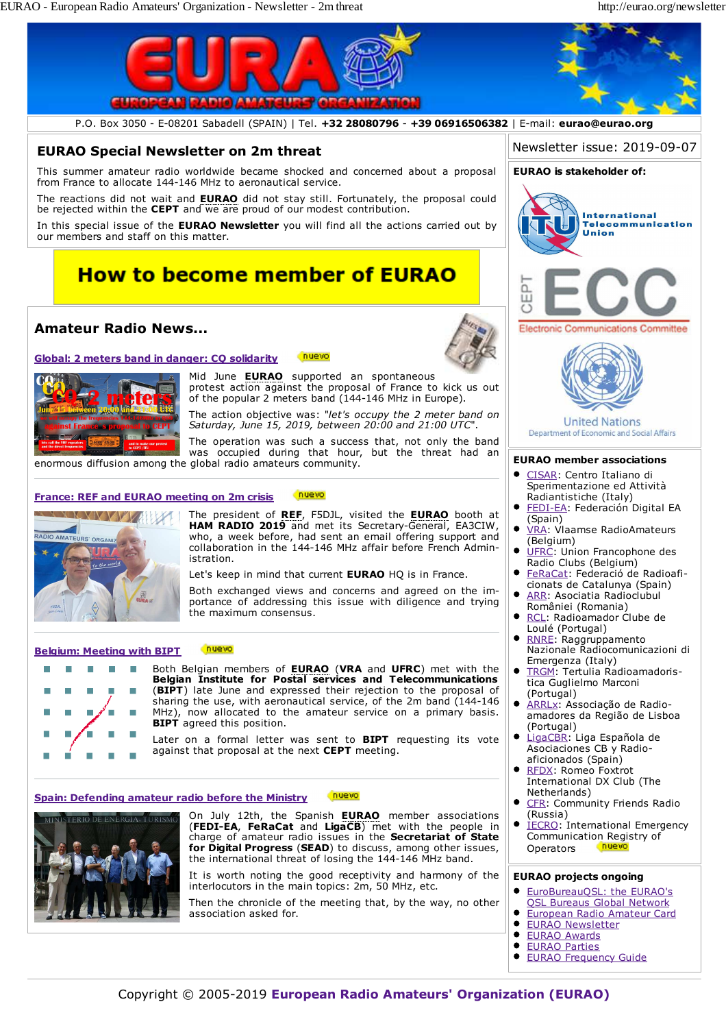# EURAO - European Radio Amateurs' Organization

P.O. Box 3050 - E-08201 Sabadell (SPAIN) | Tel. **+32 28080796** - **+39 06916506382** | E-mail: **eurao@eurao.org**

## EURAO Special Newsletter on 2m threat

This summer amateur radio worldwide became shocked and concerned about a proposal from France to allocate 144-146 MHz to aeronautical service.

The reactions did not wait and **EURAO** did not stay still. Fortunately, the proposal could be rejected within the **CEPT** and we are proud of our modest contribution.

In this special issue of the **EURAO Newsletter** you will find all the actions carried out by our members and staff on this matter.

**How to become member of EURAO**

## Amateur Radio News...

### Global: 2 meters band in danger: CQ solidarity (nuevo)

Mid June **EURAO** supported an spontaneous protest action against the proposal of France to kick us out of the popular 2 meters band (144-146 MHz in Europe).

The action objective was: *"let's occupy the 2 meter band on Saturday, June 15, 2019, between 20:00 and 21:00 UTC"*.

The operation was such a success that, not only the band was occupied during that hour, but the threat had an enormous diffusion among the global radio amateurs community.

### France: REF and EURAO meeting on 2m crisis (nuevo)

The president of **REF**, F5DJL, visited the **EURAO** booth at **HAM RADIO 2019** and met its Secretary-General, EA3CIW, who, a week before, had sent an email offering support and collaboration in the 144-146 MHz affair before French Administration.

Let's keep in mind that current **EURAO** HQ is in France.

Both exchanged views and concerns and agreed on the importance of addressing this issue with diligence and trying the maximum consensus.

### Belgium: Meeting with BIPT (nuevo)

Both Belgian members of **EURAO** (**VRA** and **UFRC**) met with the **Belgian Institute for Postal services and Telecommunications** (**BIPT**) late June and expressed their rejection to the proposal of sharing the use, with aeronautical service, of the 2m band (144-146 MHz), now allocated to the amateur service on a primary basis. **BIPT** agreed this position.

Later on a formal letter was sent to **BIPT** requesting its vote against that proposal at the next **CEPT** meeting.

### Spain: Defending amateur radio before the Ministry (nuevo)

On July 12th, the Spanish **EURAO** member associations (**FEDI-EA**, **FeRaCat** and **LigaCB**) met with the people in charge of amateur radio issues in the **Secretariat of State for Digital Progress** (**SEAD**) to discuss, among other issues, the international threat of losing the 144-146 MHz band.

It is worth noting the good receptivity and harmony of the interlocutors in the main topics: 2m, 50 MHz, etc.

Then the chronicle of the meeting that, by the way, no other association asked for.

---

Newsletter issue: 2019-09-07

### EURAO is stakeholder of:

- International Telecommunication Union (ITU)
- CEPT ECC – Electronic Communications Committee
- United Nations – Department of Economic and Social Affairs

### EURAO member associations

- CISAR: Centro Italiano di Sperimentazione ed Attività Radiantistiche (Italy)
- FEDI-EA: Federación Digital EA (Spain)
- VRA: Vlaamse RadioAmateurs (Belgium)
- UFRC: Union Francophone des Radio Clubs (Belgium)
- FeRaCat: Federació de Radioaficionats de Catalunya (Spain)
- ARR: Asociatia Radioclubul României (Romania)
- RCL: Radioamador Clube de Loulé (Portugal)
- RNRE: Raggruppamento Nazionale Radiocomunicazioni di Emergenza (Italy)
- TRGM: Tertulia Radioamadorística Guglielmo Marconi (Portugal)
- ARRLx: Associação de Radioamadores da Região de Lisboa (Portugal)
- LigaCBR: Liga Española de Asociaciones CB y Radioaficionados (Spain)
- RFDX: Romeo Foxtrot International DX Club (The Netherlands)
- CFR: Community Friends Radio (Russia)
- IECRO: International Emergency Communication Registry of Operators (nuevo)

### EURAO projects ongoing

- EuroBureauQSL: the EURAO's QSL Bureaus Global Network
- European Radio Amateur Card
- EURAO Newsletter
- EURAO Awards
- EURAO Parties
- EURAO Frequency Guide

Copyright © 2005-2019 **European Radio Amateurs' Organization (EURAO)**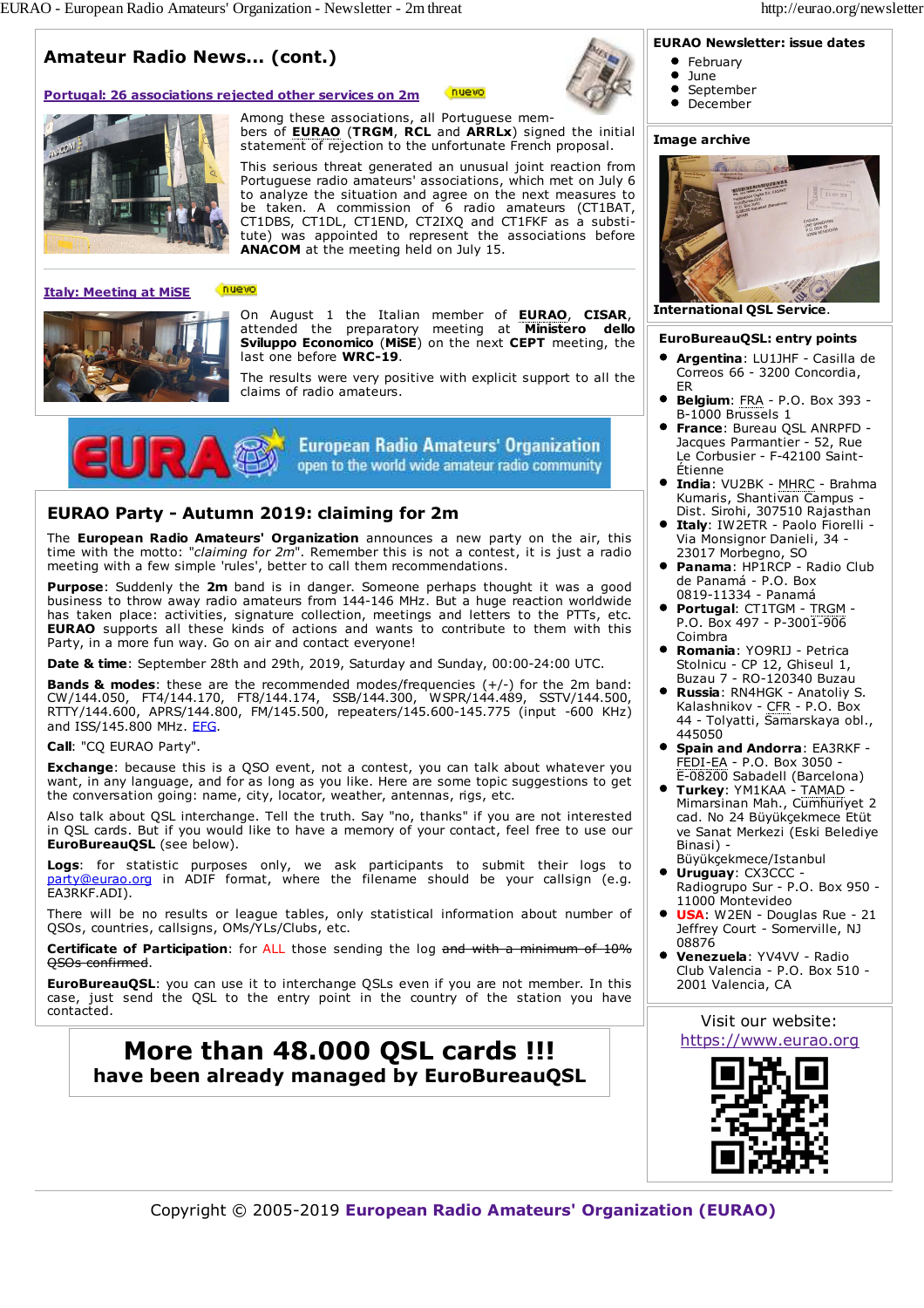## Amateur Radio News... (cont.)

### Portugal: 26 associations rejected other services on 2m

nuevo

Among these associations, all Portuguese members of **EURAO** (**TRGM**, **RCL** and **ARRLx**) signed the initial statement of rejection to the unfortunate French proposal.

This serious threat generated an unusual joint reaction from Portuguese radio amateurs' associations, which met on July 6 to analyze the situation and agree on the next measures to be taken. A commission of 6 radio amateurs (CT1BAT, CT1DBS, CT1DL, CT1END, CT2IXQ and CT1FKF as a substitute) was appointed to represent the associations before **ANACOM** at the meeting held on July 15.

### Italy: Meeting at MiSE

nuevo

On August 1 the Italian member of **EURAO**, **CISAR**, attended the preparatory meeting at **Ministero dello Sviluppo Economico** (**MiSE**) on the next **CEPT** meeting, the last one before **WRC-19**.

The results were very positive with explicit support to all the claims of radio amateurs.

EURAO European Radio Amateurs' Organization
open to the world wide amateur radio community

## EURAO Party - Autumn 2019: claiming for 2m

The **European Radio Amateurs' Organization** announces a new party on the air, this time with the motto: "*claiming for 2m*". Remember this is not a contest, it is just a radio meeting with a few simple 'rules', better to call them recommendations.

**Purpose**: Suddenly the **2m** band is in danger. Someone perhaps thought it was a good business to throw away radio amateurs from 144-146 MHz. But a huge reaction worldwide has taken place: activities, signature collection, meetings and letters to the PTTs, etc. **EURAO** supports all these kinds of actions and wants to contribute to them with this Party, in a more fun way. Go on air and contact everyone!

**Date & time**: September 28th and 29th, 2019, Saturday and Sunday, 00:00-24:00 UTC.

**Bands & modes**: these are the recommended modes/frequencies (+/-) for the 2m band: CW/144.050, FT4/144.170, FT8/144.174, SSB/144.300, WSPR/144.489, SSTV/144.500, RTTY/144.600, APRS/144.800, FM/145.500, repeaters/145.600-145.775 (input -600 KHz) and ISS/145.800 MHz. EFG.

**Call**: "CQ EURAO Party".

**Exchange**: because this is a QSO event, not a contest, you can talk about whatever you want, in any language, and for as long as you like. Here are some topic suggestions to get the conversation going: name, city, locator, weather, antennas, rigs, etc.

Also talk about QSL interchange. Tell the truth. Say "no, thanks" if you are not interested in QSL cards. But if you would like to have a memory of your contact, feel free to use our **EuroBureauQSL** (see below).

**Logs**: for statistic purposes only, we ask participants to submit their logs to party@eurao.org in ADIF format, where the filename should be your callsign (e.g. EA3RKF.ADI).

There will be no results or league tables, only statistical information about number of QSOs, countries, callsigns, OMs/YLs/Clubs, etc.

**Certificate of Participation**: for ALL those sending the log ~~and with a minimum of 10% QSOs confirmed~~.

**EuroBureauQSL**: you can use it to interchange QSLs even if you are not member. In this case, just send the QSL to the entry point in the country of the station you have contacted.

**More than 48.000 QSL cards !!!**
**have been already managed by EuroBureauQSL**

### EURAO Newsletter: issue dates

- February
- June
- September
- December

### Image archive

International QSL Service.

### EuroBureauQSL: entry points

- **Argentina**: LU1JHF - Casilla de Correos 66 - 3200 Concordia, ER
- **Belgium**: FRA - P.O. Box 393 - B-1000 Brussels 1
- **France**: Bureau QSL ANRPFD - Jacques Parmantier - 52, Rue Le Corbusier - F-42100 Saint-Étienne
- **India**: VU2BK - MHRC - Brahma Kumaris, Shantivan Campus - Dist. Sirohi, 307510 Rajasthan
- **Italy**: IW2ETR - Paolo Fiorelli - Via Monsignor Danieli, 34 - 23017 Morbegno, SO
- **Panama**: HP1RCP - Radio Club de Panamá - P.O. Box 0819-11334 - Panamá
- **Portugal**: CT1TGM - TRGM - P.O. Box 497 - P-3001-906 Coimbra
- **Romania**: YO9RIJ - Petrica Stolnicu - CP 12, Ghiseul 1, Buzau 7 - RO-120340 Buzau
- **Russia**: RN4HGK - Anatoliy S. Kalashnikov - CFR - P.O. Box 44 - Tolyatti, Samarskaya obl., 445050
- **Spain and Andorra**: EA3RKF - FEDI-EA - P.O. Box 3050 - E-08200 Sabadell (Barcelona)
- **Turkey**: YM1KAA - TAMAD - Mimarsinan Mah., Cumhuriyet 2 cad. No 24 Büyükçekmece Etüt ve Sanat Merkezi (Eski Belediye Binasi) - Büyükçekmece/Istanbul
- **Uruguay**: CX3CCC - Radiogrupo Sur - P.O. Box 950 - 11000 Montevideo
- **USA**: W2EN - Douglas Rue - 21 Jeffrey Court - Somerville, NJ 08876
- **Venezuela**: YV4VV - Radio Club Valencia - P.O. Box 510 - 2001 Valencia, CA

Visit our website:
https://www.eurao.org

Copyright © 2005-2019 **European Radio Amateurs' Organization (EURAO)**